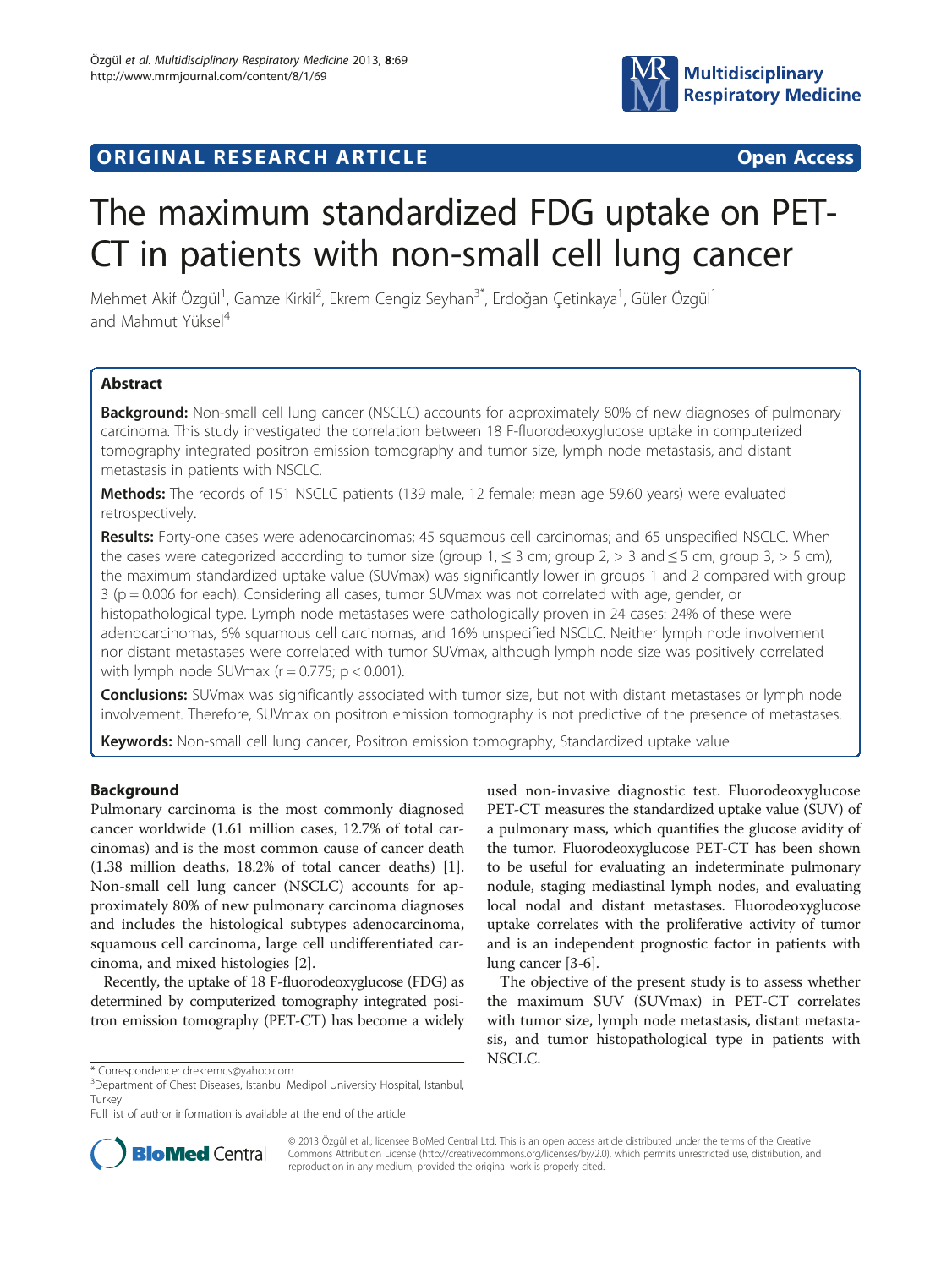ORIGINAL RESEARCH ARTICLE

Open Access

# The maximum standardized FDG uptake on PET-CT in patients with non-small cell lung cancer

Mehmet Akif Özgül[1], Gamze Kirkil[2], Ekrem Cengiz Seyhan[3*], Erdoğan Çetinkaya[1], Güler Özgül[1] and Mahmut Yüksel[4]

## Abstract

**Background:** Non-small cell lung cancer (NSCLC) accounts for approximately 80% of new diagnoses of pulmonary carcinoma. This study investigated the correlation between 18 F-fluorodeoxyglucose uptake in computerized tomography integrated positron emission tomography and tumor size, lymph node metastasis, and distant metastasis in patients with NSCLC.

**Methods:** The records of 151 NSCLC patients (139 male, 12 female; mean age 59.60 years) were evaluated retrospectively.

**Results:** Forty-one cases were adenocarcinomas; 45 squamous cell carcinomas; and 65 unspecified NSCLC. When the cases were categorized according to tumor size (group 1, ≤ 3 cm; group 2, > 3 and ≤ 5 cm; group 3, > 5 cm), the maximum standardized uptake value (SUVmax) was significantly lower in groups 1 and 2 compared with group 3 ($p = 0.006$ for each). Considering all cases, tumor SUVmax was not correlated with age, gender, or histopathological type. Lymph node metastases were pathologically proven in 24 cases: 24% of these were adenocarcinomas, 6% squamous cell carcinomas, and 16% unspecified NSCLC. Neither lymph node involvement nor distant metastases were correlated with tumor SUVmax, although lymph node size was positively correlated with lymph node SUVmax ($r = 0.775$; $p < 0.001$).

**Conclusions:** SUVmax was significantly associated with tumor size, but not with distant metastases or lymph node involvement. Therefore, SUVmax on positron emission tomography is not predictive of the presence of metastases.

**Keywords:** Non-small cell lung cancer, Positron emission tomography, Standardized uptake value

## Background

Pulmonary carcinoma is the most commonly diagnosed cancer worldwide (1.61 million cases, 12.7% of total carcinomas) and is the most common cause of cancer death (1.38 million deaths, 18.2% of total cancer deaths) [1]. Non-small cell lung cancer (NSCLC) accounts for approximately 80% of new pulmonary carcinoma diagnoses and includes the histological subtypes adenocarcinoma, squamous cell carcinoma, large cell undifferentiated carcinoma, and mixed histologies [2].

Recently, the uptake of 18 F-fluorodeoxyglucose (FDG) as determined by computerized tomography integrated positron emission tomography (PET-CT) has become a widely used non-invasive diagnostic test. Fluorodeoxyglucose PET-CT measures the standardized uptake value (SUV) of a pulmonary mass, which quantifies the glucose avidity of the tumor. Fluorodeoxyglucose PET-CT has been shown to be useful for evaluating an indeterminate pulmonary nodule, staging mediastinal lymph nodes, and evaluating local nodal and distant metastases. Fluorodeoxyglucose uptake correlates with the proliferative activity of tumor and is an independent prognostic factor in patients with lung cancer [3-6].

The objective of the present study is to assess whether the maximum SUV (SUVmax) in PET-CT correlates with tumor size, lymph node metastasis, distant metastasis, and tumor histopathological type in patients with NSCLC.

\* Correspondence: drekremcs@yahoo.com
[3]Department of Chest Diseases, Istanbul Medipol University Hospital, Istanbul, Turkey
Full list of author information is available at the end of the article

© 2013 Özgül et al.; licensee BioMed Central Ltd. This is an open access article distributed under the terms of the Creative Commons Attribution License (http://creativecommons.org/licenses/by/2.0), which permits unrestricted use, distribution, and reproduction in any medium, provided the original work is properly cited.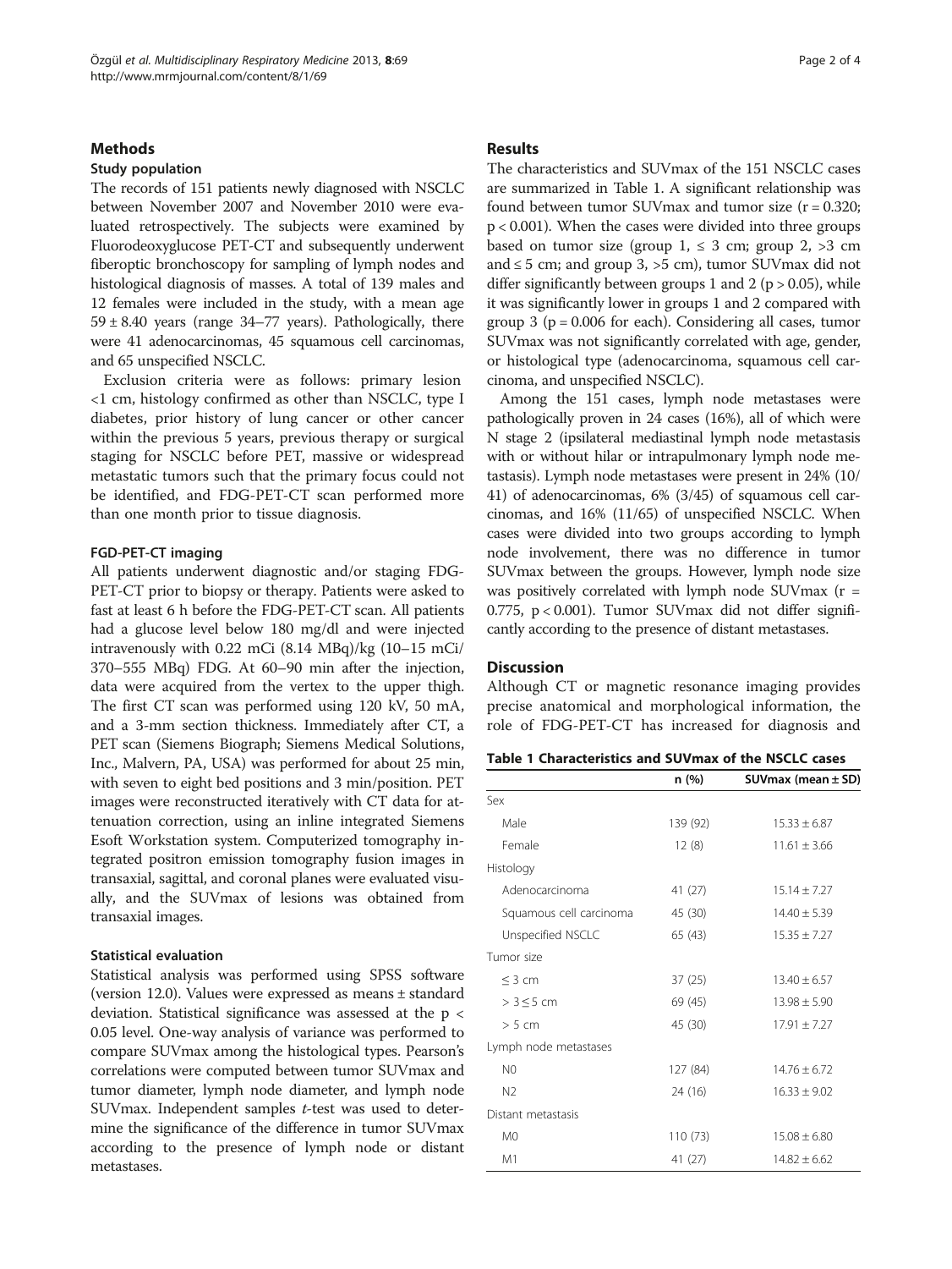## Methods

### Study population

The records of 151 patients newly diagnosed with NSCLC between November 2007 and November 2010 were evaluated retrospectively. The subjects were examined by Fluorodeoxyglucose PET-CT and subsequently underwent fiberoptic bronchoscopy for sampling of lymph nodes and histological diagnosis of masses. A total of 139 males and 12 females were included in the study, with a mean age $59 \pm 8.40$ years (range 34–77 years). Pathologically, there were 41 adenocarcinomas, 45 squamous cell carcinomas, and 65 unspecified NSCLC.

Exclusion criteria were as follows: primary lesion <1 cm, histology confirmed as other than NSCLC, type I diabetes, prior history of lung cancer or other cancer within the previous 5 years, previous therapy or surgical staging for NSCLC before PET, massive or widespread metastatic tumors such that the primary focus could not be identified, and FDG-PET-CT scan performed more than one month prior to tissue diagnosis.

### FGD-PET-CT imaging

All patients underwent diagnostic and/or staging FDG-PET-CT prior to biopsy or therapy. Patients were asked to fast at least 6 h before the FDG-PET-CT scan. All patients had a glucose level below 180 mg/dl and were injected intravenously with 0.22 mCi (8.14 MBq)/kg (10–15 mCi/370–555 MBq) FDG. At 60–90 min after the injection, data were acquired from the vertex to the upper thigh. The first CT scan was performed using 120 kV, 50 mA, and a 3-mm section thickness. Immediately after CT, a PET scan (Siemens Biograph; Siemens Medical Solutions, Inc., Malvern, PA, USA) was performed for about 25 min, with seven to eight bed positions and 3 min/position. PET images were reconstructed iteratively with CT data for attenuation correction, using an inline integrated Siemens Esoft Workstation system. Computerized tomography integrated positron emission tomography fusion images in transaxial, sagittal, and coronal planes were evaluated visually, and the SUVmax of lesions was obtained from transaxial images.

### Statistical evaluation

Statistical analysis was performed using SPSS software (version 12.0). Values were expressed as means ± standard deviation. Statistical significance was assessed at the $p < 0.05$ level. One-way analysis of variance was performed to compare SUVmax among the histological types. Pearson's correlations were computed between tumor SUVmax and tumor diameter, lymph node diameter, and lymph node SUVmax. Independent samples *t*-test was used to determine the significance of the difference in tumor SUVmax according to the presence of lymph node or distant metastases.

## Results

The characteristics and SUVmax of the 151 NSCLC cases are summarized in Table 1. A significant relationship was found between tumor SUVmax and tumor size ($r = 0.320$; $p < 0.001$). When the cases were divided into three groups based on tumor size (group 1, ≤ 3 cm; group 2, >3 cm and ≤ 5 cm; and group 3, >5 cm), tumor SUVmax did not differ significantly between groups 1 and 2 ($p > 0.05$), while it was significantly lower in groups 1 and 2 compared with group 3 ($p = 0.006$ for each). Considering all cases, tumor SUVmax was not significantly correlated with age, gender, or histological type (adenocarcinoma, squamous cell carcinoma, and unspecified NSCLC).

Among the 151 cases, lymph node metastases were pathologically proven in 24 cases (16%), all of which were N stage 2 (ipsilateral mediastinal lymph node metastasis with or without hilar or intrapulmonary lymph node metastasis). Lymph node metastases were present in 24% (10/41) of adenocarcinomas, 6% (3/45) of squamous cell carcinomas, and 16% (11/65) of unspecified NSCLC. When cases were divided into two groups according to lymph node involvement, there was no difference in tumor SUVmax between the groups. However, lymph node size was positively correlated with lymph node SUVmax ($r = 0.775$, $p < 0.001$). Tumor SUVmax did not differ significantly according to the presence of distant metastases.

## Discussion

Although CT or magnetic resonance imaging provides precise anatomical and morphological information, the role of FDG-PET-CT has increased for diagnosis and

**Table 1 Characteristics and SUVmax of the NSCLC cases**

| | n (%) | SUVmax (mean ± SD) |
|---|---|---|
| Sex | | |
| Male | 139 (92) | 15.33 ± 6.87 |
| Female | 12 (8) | 11.61 ± 3.66 |
| Histology | | |
| Adenocarcinoma | 41 (27) | 15.14 ± 7.27 |
| Squamous cell carcinoma | 45 (30) | 14.40 ± 5.39 |
| Unspecified NSCLC | 65 (43) | 15.35 ± 7.27 |
| Tumor size | | |
| ≤ 3 cm | 37 (25) | 13.40 ± 6.57 |
| > 3 ≤ 5 cm | 69 (45) | 13.98 ± 5.90 |
| > 5 cm | 45 (30) | 17.91 ± 7.27 |
| Lymph node metastases | | |
| N0 | 127 (84) | 14.76 ± 6.72 |
| N2 | 24 (16) | 16.33 ± 9.02 |
| Distant metastasis | | |
| M0 | 110 (73) | 15.08 ± 6.80 |
| M1 | 41 (27) | 14.82 ± 6.62 |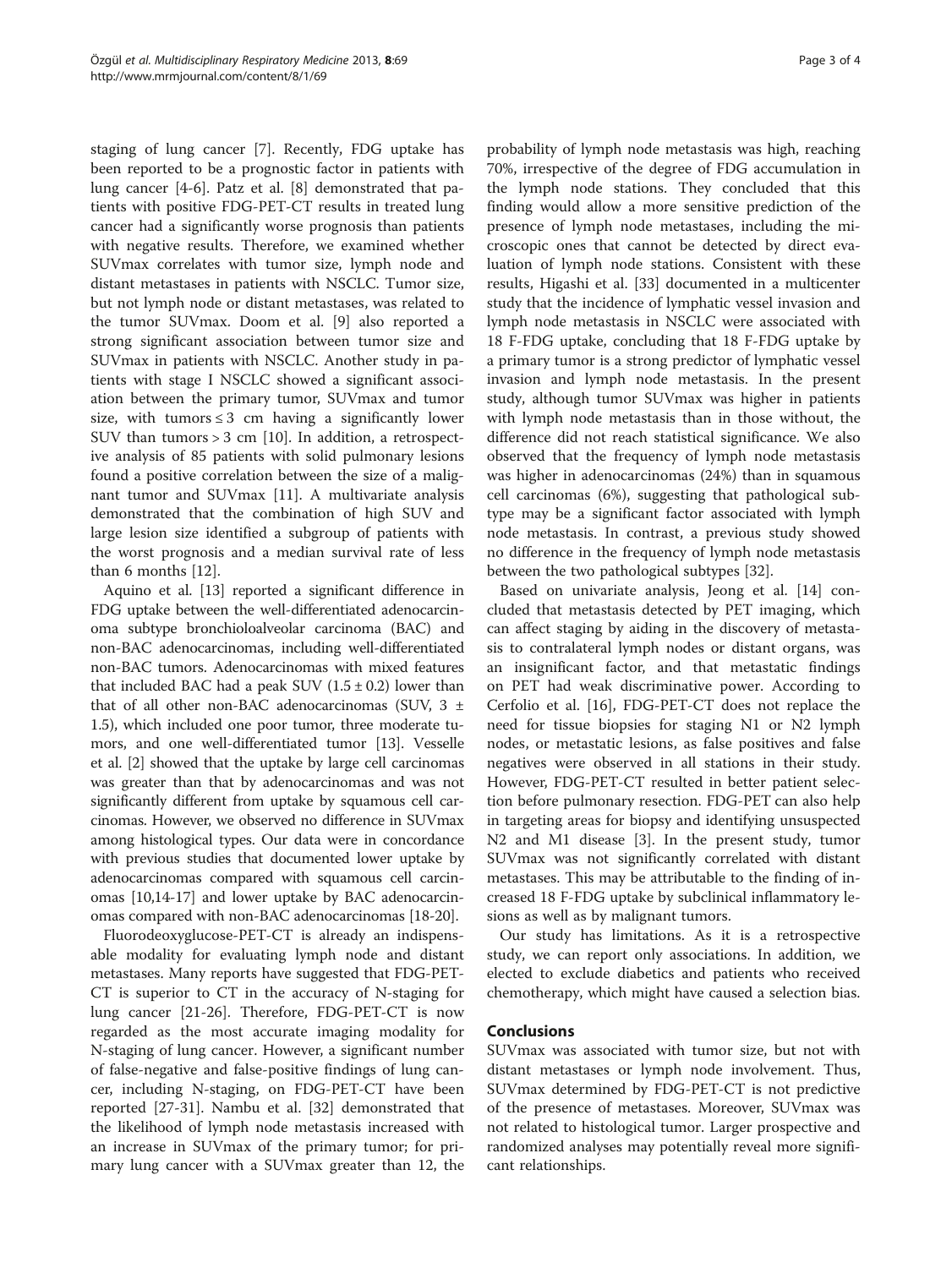staging of lung cancer [7]. Recently, FDG uptake has been reported to be a prognostic factor in patients with lung cancer [4-6]. Patz et al. [8] demonstrated that patients with positive FDG-PET-CT results in treated lung cancer had a significantly worse prognosis than patients with negative results. Therefore, we examined whether SUVmax correlates with tumor size, lymph node and distant metastases in patients with NSCLC. Tumor size, but not lymph node or distant metastases, was related to the tumor SUVmax. Doom et al. [9] also reported a strong significant association between tumor size and SUVmax in patients with NSCLC. Another study in patients with stage I NSCLC showed a significant association between the primary tumor, SUVmax and tumor size, with tumors ≤ 3 cm having a significantly lower SUV than tumors > 3 cm [10]. In addition, a retrospective analysis of 85 patients with solid pulmonary lesions found a positive correlation between the size of a malignant tumor and SUVmax [11]. A multivariate analysis demonstrated that the combination of high SUV and large lesion size identified a subgroup of patients with the worst prognosis and a median survival rate of less than 6 months [12].

Aquino et al. [13] reported a significant difference in FDG uptake between the well-differentiated adenocarcinoma subtype bronchioloalveolar carcinoma (BAC) and non-BAC adenocarcinomas, including well-differentiated non-BAC tumors. Adenocarcinomas with mixed features that included BAC had a peak SUV ($1.5 \pm 0.2$) lower than that of all other non-BAC adenocarcinomas (SUV, $3 \pm 1.5$), which included one poor tumor, three moderate tumors, and one well-differentiated tumor [13]. Vesselle et al. [2] showed that the uptake by large cell carcinomas was greater than that by adenocarcinomas and was not significantly different from uptake by squamous cell carcinomas. However, we observed no difference in SUVmax among histological types. Our data were in concordance with previous studies that documented lower uptake by adenocarcinomas compared with squamous cell carcinomas [10,14-17] and lower uptake by BAC adenocarcinomas compared with non-BAC adenocarcinomas [18-20].

Fluorodeoxyglucose-PET-CT is already an indispensable modality for evaluating lymph node and distant metastases. Many reports have suggested that FDG-PET-CT is superior to CT in the accuracy of N-staging for lung cancer [21-26]. Therefore, FDG-PET-CT is now regarded as the most accurate imaging modality for N-staging of lung cancer. However, a significant number of false-negative and false-positive findings of lung cancer, including N-staging, on FDG-PET-CT have been reported [27-31]. Nambu et al. [32] demonstrated that the likelihood of lymph node metastasis increased with an increase in SUVmax of the primary tumor; for primary lung cancer with a SUVmax greater than 12, the probability of lymph node metastasis was high, reaching 70%, irrespective of the degree of FDG accumulation in the lymph node stations. They concluded that this finding would allow a more sensitive prediction of the presence of lymph node metastases, including the microscopic ones that cannot be detected by direct evaluation of lymph node stations. Consistent with these results, Higashi et al. [33] documented in a multicenter study that the incidence of lymphatic vessel invasion and lymph node metastasis in NSCLC were associated with 18 F-FDG uptake, concluding that 18 F-FDG uptake by a primary tumor is a strong predictor of lymphatic vessel invasion and lymph node metastasis. In the present study, although tumor SUVmax was higher in patients with lymph node metastasis than in those without, the difference did not reach statistical significance. We also observed that the frequency of lymph node metastasis was higher in adenocarcinomas (24%) than in squamous cell carcinomas (6%), suggesting that pathological subtype may be a significant factor associated with lymph node metastasis. In contrast, a previous study showed no difference in the frequency of lymph node metastasis between the two pathological subtypes [32].

Based on univariate analysis, Jeong et al. [14] concluded that metastasis detected by PET imaging, which can affect staging by aiding in the discovery of metastasis to contralateral lymph nodes or distant organs, was an insignificant factor, and that metastatic findings on PET had weak discriminative power. According to Cerfolio et al. [16], FDG-PET-CT does not replace the need for tissue biopsies for staging N1 or N2 lymph nodes, or metastatic lesions, as false positives and false negatives were observed in all stations in their study. However, FDG-PET-CT resulted in better patient selection before pulmonary resection. FDG-PET can also help in targeting areas for biopsy and identifying unsuspected N2 and M1 disease [3]. In the present study, tumor SUVmax was not significantly correlated with distant metastases. This may be attributable to the finding of increased 18 F-FDG uptake by subclinical inflammatory lesions as well as by malignant tumors.

Our study has limitations. As it is a retrospective study, we can report only associations. In addition, we elected to exclude diabetics and patients who received chemotherapy, which might have caused a selection bias.

## Conclusions

SUVmax was associated with tumor size, but not with distant metastases or lymph node involvement. Thus, SUVmax determined by FDG-PET-CT is not predictive of the presence of metastases. Moreover, SUVmax was not related to histological tumor. Larger prospective and randomized analyses may potentially reveal more significant relationships.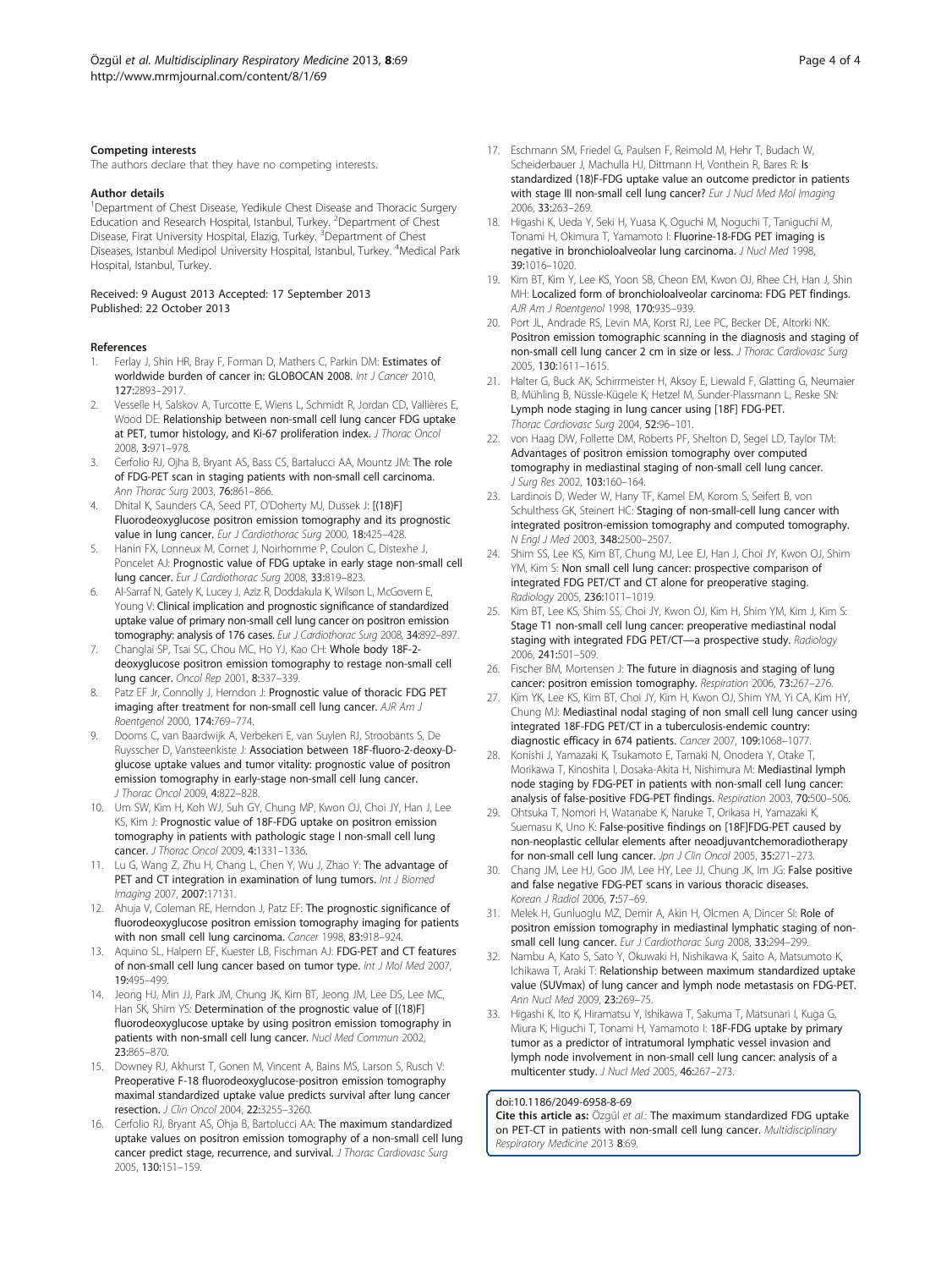#### Competing interests

The authors declare that they have no competing interests.

#### Author details

[1]Department of Chest Disease, Yedikule Chest Disease and Thoracic Surgery Education and Research Hospital, Istanbul, Turkey. [2]Department of Chest Disease, Firat University Hospital, Elazig, Turkey. [3]Department of Chest Diseases, Istanbul Medipol University Hospital, Istanbul, Turkey. [4]Medical Park Hospital, Istanbul, Turkey.

Received: 9 August 2013 Accepted: 17 September 2013
Published: 22 October 2013

#### References

1. Ferlay J, Shin HR, Bray F, Forman D, Mathers C, Parkin DM: **Estimates of worldwide burden of cancer in: GLOBOCAN 2008.** *Int J Cancer* 2010, **127:**2893–2917.
2. Vesselle H, Salskov A, Turcotte E, Wiens L, Schmidt R, Jordan CD, Vallières E, Wood DE: **Relationship between non-small cell lung cancer FDG uptake at PET, tumor histology, and Ki-67 proliferation index.** *J Thorac Oncol* 2008, **3:**971–978.
3. Cerfolio RJ, Ojha B, Bryant AS, Bass CS, Bartalucci AA, Mountz JM: **The role of FDG-PET scan in staging patients with non-small cell carcinoma.** *Ann Thorac Surg* 2003, **76:**861–866.
4. Dhital K, Saunders CA, Seed PT, O'Doherty MJ, Dussek J: **[(18)F] Fluorodeoxyglucose positron emission tomography and its prognostic value in lung cancer.** *Eur J Cardiothorac Surg* 2000, **18:**425–428.
5. Hanin FX, Lonneux M, Cornet J, Noirhomme P, Coulon C, Distexhe J, Poncelet AJ: **Prognostic value of FDG uptake in early stage non-small cell lung cancer.** *Eur J Cardiothorac Surg* 2008, **33:**819–823.
6. Al-Sarraf N, Gately K, Lucey J, Aziz R, Doddakula K, Wilson L, McGovern E, Young V: **Clinical implication and prognostic significance of standardized uptake value of primary non-small cell lung cancer on positron emission tomography: analysis of 176 cases.** *Eur J Cardiothorac Surg* 2008, **34:**892–897.
7. Changlai SP, Tsai SC, Chou MC, Ho YJ, Kao CH: **Whole body 18F-2-deoxyglucose positron emission tomography to restage non-small cell lung cancer.** *Oncol Rep* 2001, **8:**337–339.
8. Patz EF Jr, Connolly J, Herndon J: **Prognostic value of thoracic FDG PET imaging after treatment for non-small cell lung cancer.** *AJR Am J Roentgenol* 2000, **174:**769–774.
9. Dooms C, van Baardwijk A, Verbeken E, van Suylen RJ, Stroobants S, De Ruysscher D, Vansteenkiste J: **Association between 18F-fluoro-2-deoxy-D-glucose uptake values and tumor vitality: prognostic value of positron emission tomography in early-stage non-small cell lung cancer.** *J Thorac Oncol* 2009, **4:**822–828.
10. Um SW, Kim H, Koh WJ, Suh GY, Chung MP, Kwon OJ, Choi JY, Han J, Lee KS, Kim J: **Prognostic value of 18F-FDG uptake on positron emission tomography in patients with pathologic stage I non-small cell lung cancer.** *J Thorac Oncol* 2009, **4:**1331–1336.
11. Lu G, Wang Z, Zhu H, Chang L, Chen Y, Wu J, Zhao Y: **The advantage of PET and CT integration in examination of lung tumors.** *Int J Biomed Imaging* 2007, **2007:**17131.
12. Ahuja V, Coleman RE, Herndon J, Patz EF: **The prognostic significance of fluorodeoxyglucose positron emission tomography imaging for patients with non small cell lung carcinoma.** *Cancer* 1998, **83:**918–924.
13. Aquino SL, Halpern EF, Kuester LB, Fischman AJ: **FDG-PET and CT features of non-small cell lung cancer based on tumor type.** *Int J Mol Med* 2007, **19:**495–499.
14. Jeong HJ, Min JJ, Park JM, Chung JK, Kim BT, Jeong JM, Lee DS, Lee MC, Han SK, Shim YS: **Determination of the prognostic value of [(18)F] fluorodeoxyglucose uptake by using positron emission tomography in patients with non-small cell lung cancer.** *Nucl Med Commun* 2002, **23:**865–870.
15. Downey RJ, Akhurst T, Gonen M, Vincent A, Bains MS, Larson S, Rusch V: **Preoperative F-18 fluorodeoxyglucose-positron emission tomography maximal standardized uptake value predicts survival after lung cancer resection.** *J Clin Oncol* 2004, **22:**3255–3260.
16. Cerfolio RJ, Bryant AS, Ohja B, Bartolucci AA: **The maximum standardized uptake values on positron emission tomography of a non-small cell lung cancer predict stage, recurrence, and survival.** *J Thorac Cardiovasc Surg* 2005, **130:**151–159.
17. Eschmann SM, Friedel G, Paulsen F, Reimold M, Hehr T, Budach W, Scheiderbauer J, Machulla HJ, Dittmann H, Vonthein R, Bares R: **Is standardized (18)F-FDG uptake value an outcome predictor in patients with stage III non-small cell lung cancer?** *Eur J Nucl Med Mol Imaging* 2006, **33:**263–269.
18. Higashi K, Ueda Y, Seki H, Yuasa K, Oguchi M, Noguchi T, Taniguchi M, Tonami H, Okimura T, Yamamoto I: **Fluorine-18-FDG PET imaging is negative in bronchioloalveolar lung carcinoma.** *J Nucl Med* 1998, **39:**1016–1020.
19. Kim BT, Kim Y, Lee KS, Yoon SB, Cheon EM, Kwon OJ, Rhee CH, Han J, Shin MH: **Localized form of bronchioloalveolar carcinoma: FDG PET findings.** *AJR Am J Roentgenol* 1998, **170:**935–939.
20. Port JL, Andrade RS, Levin MA, Korst RJ, Lee PC, Becker DE, Altorki NK: **Positron emission tomographic scanning in the diagnosis and staging of non-small cell lung cancer 2 cm in size or less.** *J Thorac Cardiovasc Surg* 2005, **130:**1611–1615.
21. Halter G, Buck AK, Schirrmeister H, Aksoy E, Liewald F, Glatting G, Neumaier B, Mühling B, Nüssle-Kügele K, Hetzel M, Sunder-Plassmann L, Reske SN: **Lymph node staging in lung cancer using [18F] FDG-PET.** *Thorac Cardiovasc Surg* 2004, **52:**96–101.
22. von Haag DW, Follette DM, Roberts PF, Shelton D, Segel LD, Taylor TM: **Advantages of positron emission tomography over computed tomography in mediastinal staging of non-small cell lung cancer.** *J Surg Res* 2002, **103:**160–164.
23. Lardinois D, Weder W, Hany TF, Kamel EM, Korom S, Seifert B, von Schulthess GK, Steinert HC: **Staging of non-small-cell lung cancer with integrated positron-emission tomography and computed tomography.** *N Engl J Med* 2003, **348:**2500–2507.
24. Shim SS, Lee KS, Kim BT, Chung MJ, Lee EJ, Han J, Choi JY, Kwon OJ, Shim YM, Kim S: **Non small cell lung cancer: prospective comparison of integrated FDG PET/CT and CT alone for preoperative staging.** *Radiology* 2005, **236:**1011–1019.
25. Kim BT, Lee KS, Shim SS, Choi JY, Kwon OJ, Kim H, Shim YM, Kim J, Kim S: **Stage T1 non-small cell lung cancer: preoperative mediastinal nodal staging with integrated FDG PET/CT—a prospective study.** *Radiology* 2006, **241:**501–509.
26. Fischer BM, Mortensen J: **The future in diagnosis and staging of lung cancer: positron emission tomography.** *Respiration* 2006, **73:**267–276.
27. Kim YK, Lee KS, Kim BT, Choi JY, Kim H, Kwon OJ, Shim YM, Yi CA, Kim HY, Chung MJ: **Mediastinal nodal staging of non small cell lung cancer using integrated 18F-FDG PET/CT in a tuberculosis-endemic country: diagnostic efficacy in 674 patients.** *Cancer* 2007, **109:**1068–1077.
28. Konishi J, Yamazaki K, Tsukamoto E, Tamaki N, Onodera Y, Otake T, Morikawa T, Kinoshita I, Dosaka-Akita H, Nishimura M: **Mediastinal lymph node staging by FDG-PET in patients with non-small cell lung cancer: analysis of false-positive FDG-PET findings.** *Respiration* 2003, **70:**500–506.
29. Ohtsuka T, Nomori H, Watanabe K, Naruke T, Orikasa H, Yamazaki K, Suemasu K, Uno K: **False-positive findings on [18F]FDG-PET caused by non-neoplastic cellular elements after neoadjuvantchemoradiotherapy for non-small cell lung cancer.** *Jpn J Clin Oncol* 2005, **35:**271–273.
30. Chang JM, Lee HJ, Goo JM, Lee HY, Lee JJ, Chung JK, Im JG: **False positive and false negative FDG-PET scans in various thoracic diseases.** *Korean J Radiol* 2006, **7:**57–69.
31. Melek H, Gunluoglu MZ, Demir A, Akin H, Olcmen A, Dincer SI: **Role of positron emission tomography in mediastinal lymphatic staging of non-small cell lung cancer.** *Eur J Cardiothorac Surg* 2008, **33:**294–299.
32. Nambu A, Kato S, Sato Y, Okuwaki H, Nishikawa K, Saito A, Matsumoto K, Ichikawa T, Araki T: **Relationship between maximum standardized uptake value (SUVmax) of lung cancer and lymph node metastasis on FDG-PET.** *Ann Nucl Med* 2009, **23:**269–75.
33. Higashi K, Ito K, Hiramatsu Y, Ishikawa T, Sakuma T, Matsunari I, Kuga G, Miura K, Higuchi T, Tonami H, Yamamoto I: **18F-FDG uptake by primary tumor as a predictor of intratumoral lymphatic vessel invasion and lymph node involvement in non-small cell lung cancer: analysis of a multicenter study.** *J Nucl Med* 2005, **46:**267–273.

doi:10.1186/2049-6958-8-69
**Cite this article as:** Özgül *et al.*: The maximum standardized FDG uptake on PET-CT in patients with non-small cell lung cancer. *Multidisciplinary Respiratory Medicine* 2013 **8**:69.